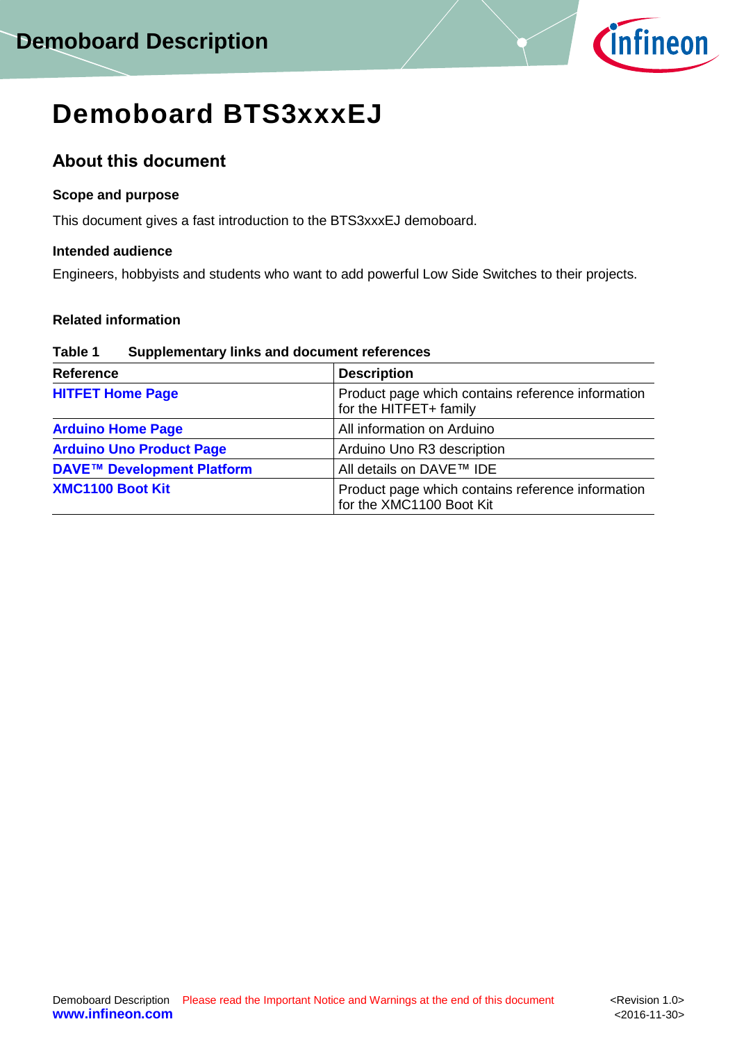# Demoboard BTS3xxxEJ

## About this document

### Scope and purpose

This document gives a fast introduction to the BTS3xxxEJ demoboard.

### Intended audience

Engineers, hobbyists and students who want to add powerful Low Side Switches to their projects.

### Related information

**Table 1 Supplementary links and document references**

| Reference | Description |
|---|---|
| **HITFET Home Page** | Product page which contains reference information for the HITFET+ family |
| **Arduino Home Page** | All information on Arduino |
| **Arduino Uno Product Page** | Arduino Uno R3 description |
| **DAVE™ Development Platform** | All details on DAVE™ IDE |
| **XMC1100 Boot Kit** | Product page which contains reference information for the XMC1100 Boot Kit |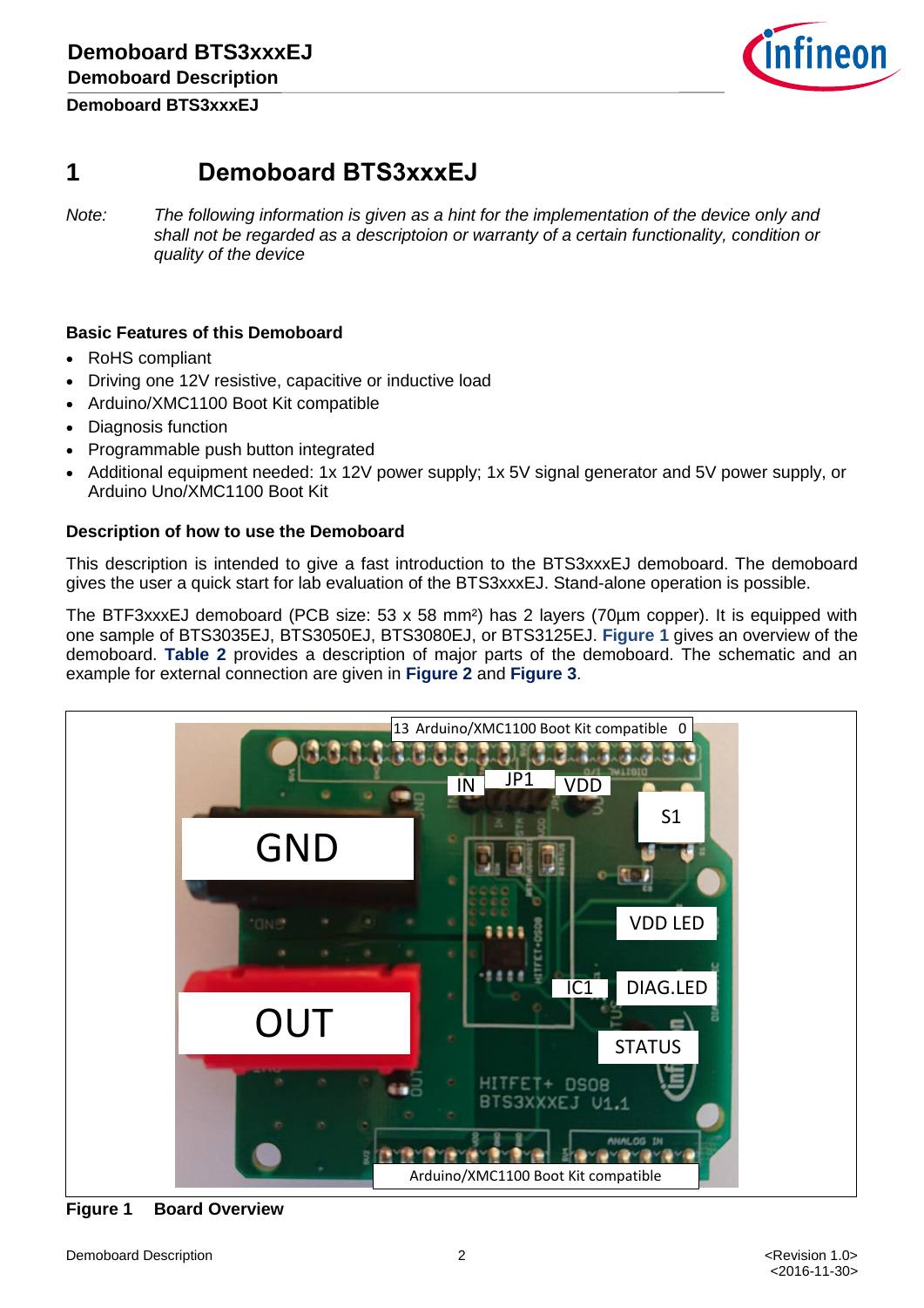# 1 Demoboard BTS3xxxEJ

*Note: The following information is given as a hint for the implementation of the device only and shall not be regarded as a descriptoion or warranty of a certain functionality, condition or quality of the device*

### Basic Features of this Demoboard

- RoHS compliant
- Driving one 12V resistive, capacitive or inductive load
- Arduino/XMC1100 Boot Kit compatible
- Diagnosis function
- Programmable push button integrated
- Additional equipment needed: 1x 12V power supply; 1x 5V signal generator and 5V power supply, or Arduino Uno/XMC1100 Boot Kit

### Description of how to use the Demoboard

This description is intended to give a fast introduction to the BTS3xxxEJ demoboard. The demoboard gives the user a quick start for lab evaluation of the BTS3xxxEJ. Stand-alone operation is possible.

The BTF3xxxEJ demoboard (PCB size: 53 x 58 mm²) has 2 layers (70µm copper). It is equipped with one sample of BTS3035EJ, BTS3050EJ, BTS3080EJ, or BTS3125EJ. **Figure 1** gives an overview of the demoboard. **Table 2** provides a description of major parts of the demoboard. The schematic and an example for external connection are given in **Figure 2** and **Figure 3**.

**Figure 1 Board Overview**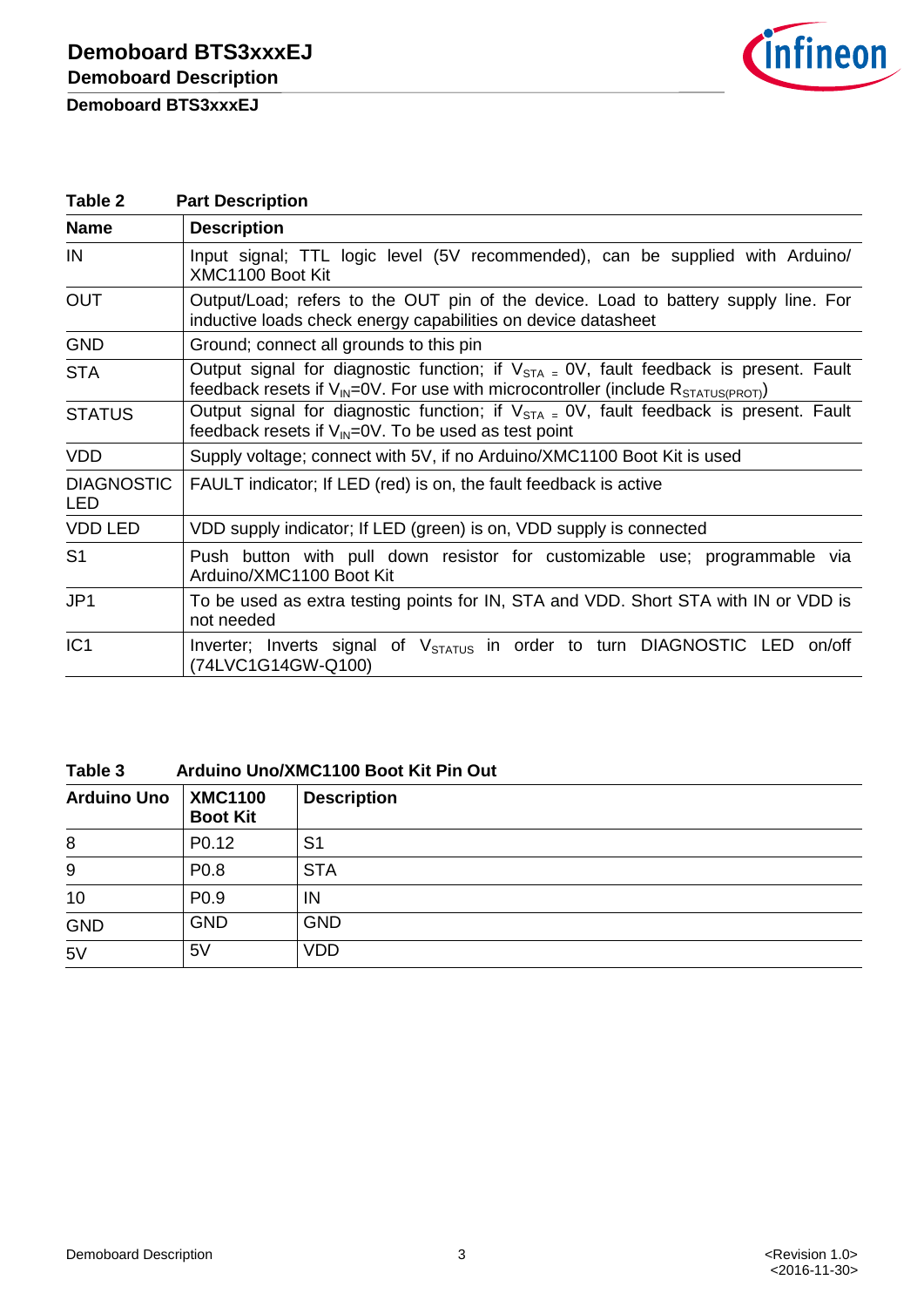**Table 2 Part Description**

| Name | Description |
|---|---|
| IN | Input signal; TTL logic level (5V recommended), can be supplied with Arduino/ XMC1100 Boot Kit |
| OUT | Output/Load; refers to the OUT pin of the device. Load to battery supply line. For inductive loads check energy capabilities on device datasheet |
| GND | Ground; connect all grounds to this pin |
| STA | Output signal for diagnostic function; if $V_{STA} = 0V$, fault feedback is present. Fault feedback resets if $V_{IN}=0V$. For use with microcontroller (include $R_{STATUS(PROT)}$) |
| STATUS | Output signal for diagnostic function; if $V_{STA} = 0V$, fault feedback is present. Fault feedback resets if $V_{IN}=0V$. To be used as test point |
| VDD | Supply voltage; connect with 5V, if no Arduino/XMC1100 Boot Kit is used |
| DIAGNOSTIC LED | FAULT indicator; If LED (red) is on, the fault feedback is active |
| VDD LED | VDD supply indicator; If LED (green) is on, VDD supply is connected |
| S1 | Push button with pull down resistor for customizable use; programmable via Arduino/XMC1100 Boot Kit |
| JP1 | To be used as extra testing points for IN, STA and VDD. Short STA with IN or VDD is not needed |
| IC1 | Inverter; Inverts signal of $V_{STATUS}$ in order to turn DIAGNOSTIC LED on/off (74LVC1G14GW-Q100) |

**Table 3 Arduino Uno/XMC1100 Boot Kit Pin Out**

| Arduino Uno | XMC1100 Boot Kit | Description |
|---|---|---|
| 8 | P0.12 | S1 |
| 9 | P0.8 | STA |
| 10 | P0.9 | IN |
| GND | GND | GND |
| 5V | 5V | VDD |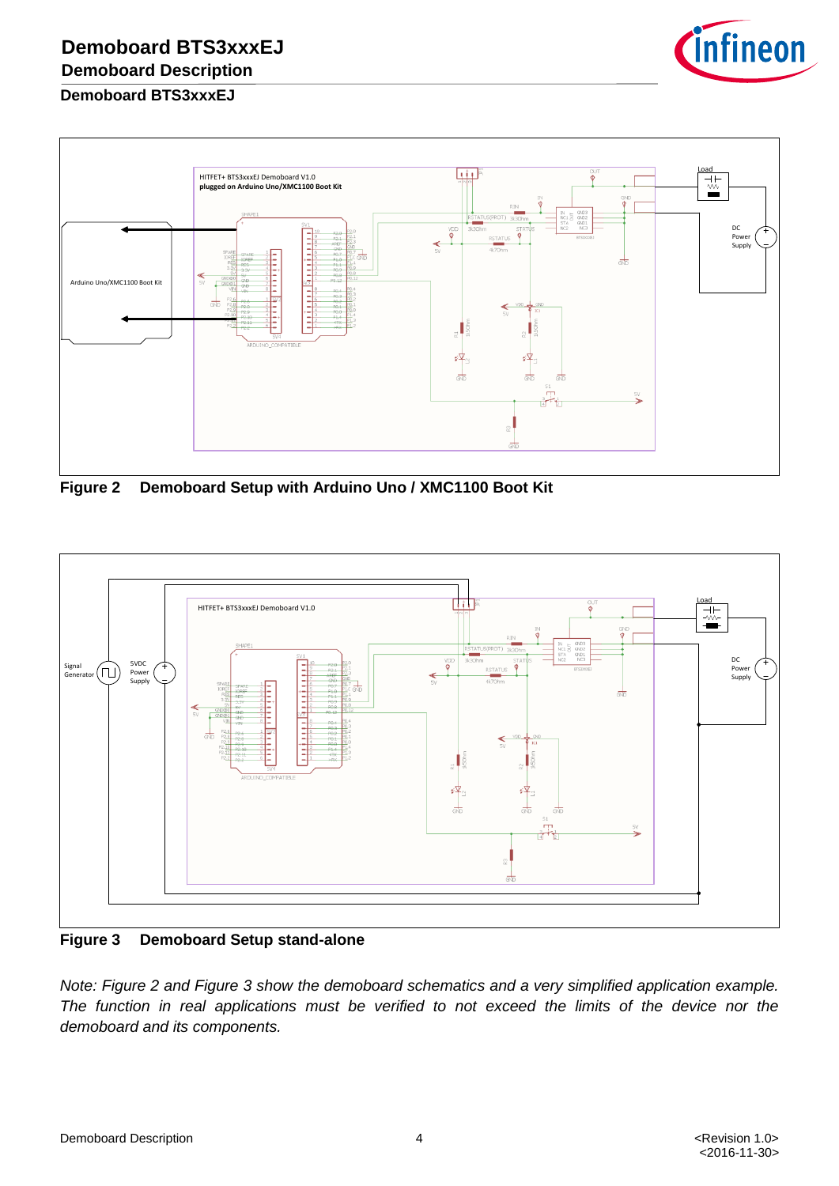### Demoboard BTS3xxxEJ

Figure 2 Demoboard Setup with Arduino Uno / XMC1100 Boot Kit

Figure 3 Demoboard Setup stand-alone

*Note: Figure 2 and Figure 3 show the demoboard schematics and a very simplified application example. The function in real applications must be verified to not exceed the limits of the device nor the demoboard and its components.*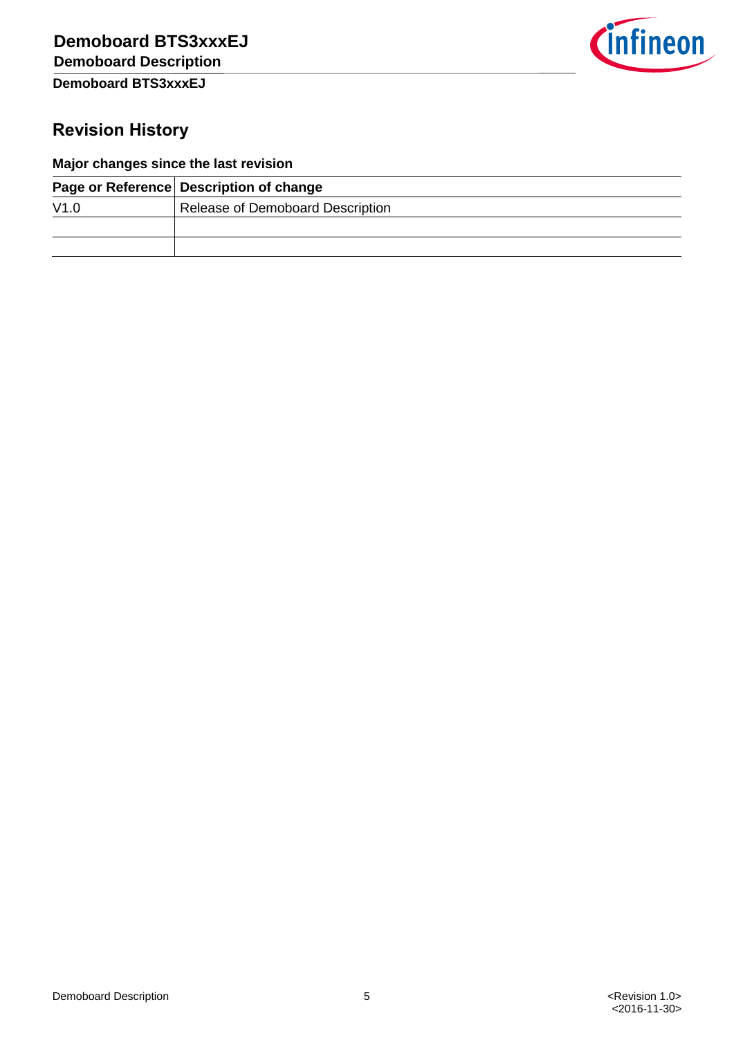## Revision History

**Major changes since the last revision**

| Page or Reference | Description of change |
|---|---|
| V1.0 | Release of Demoboard Description |
| | |
| | |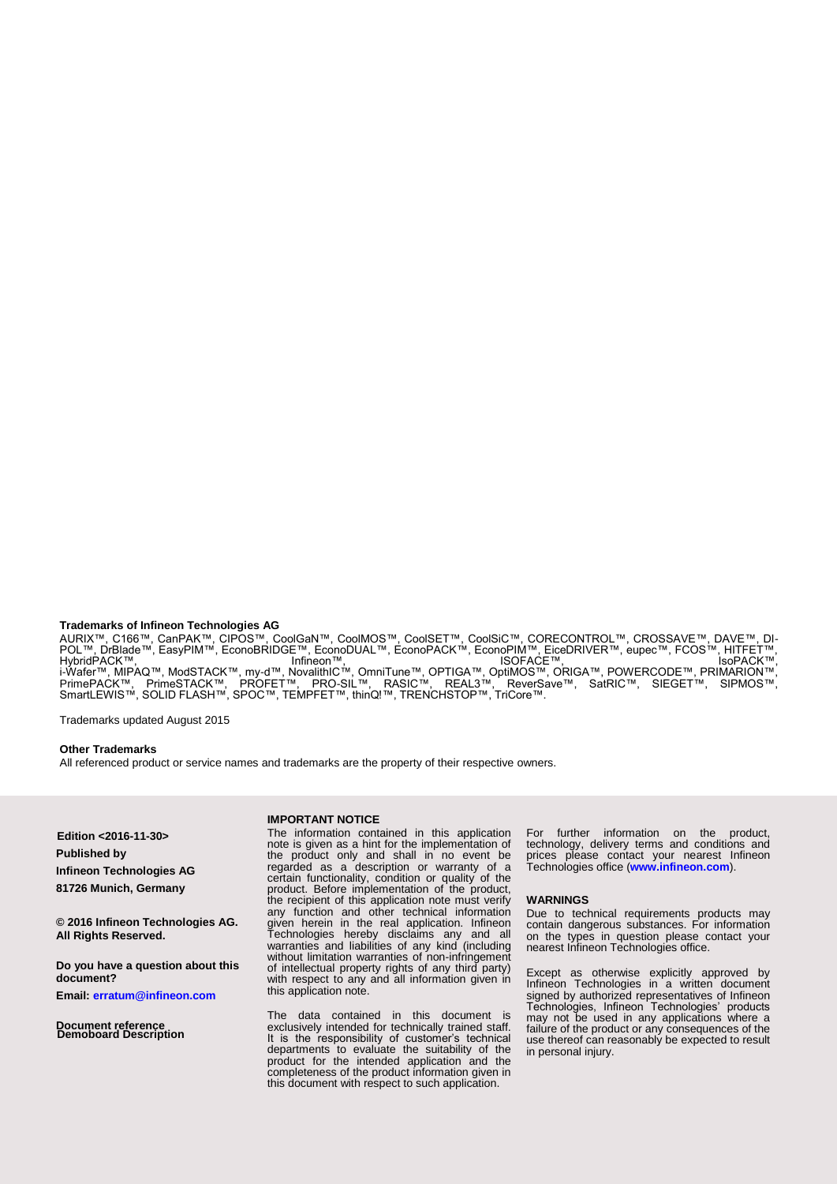**Trademarks of Infineon Technologies AG**

AURIX™, C166™, CanPAK™, CIPOS™, CoolGaN™, CoolMOS™, CoolSET™, CoolSiC™, CORECONTROL™, CROSSAVE™, DAVE™, DI-POL™, DrBlade™, EasyPIM™, EconoBRIDGE™, EconoDUAL™, EconoPACK™, EconoPIM™, EiceDRIVER™, eupec™, FCOS™, HITFET™, HybridPACK™, Infineon™, ISOFACE™, IsoPACK™, i-Wafer™, MIPAQ™, ModSTACK™, my-d™, NovalithIC™, OmniTune™, OPTIGA™, OptiMOS™, ORIGA™, POWERCODE™, PRIMARION™, PrimePACK™, PrimeSTACK™, PROFET™, PRO-SIL™, RASIC™, REAL3™, ReverSave™, SatRIC™, SIEGET™, SIPMOS™, SmartLEWIS™, SOLID FLASH™, SPOC™, TEMPFET™, thinQ!™, TRENCHSTOP™, TriCore™.

Trademarks updated August 2015

**Other Trademarks**

All referenced product or service names and trademarks are the property of their respective owners.

**Edition <2016-11-30>**

**Published by**

**Infineon Technologies AG**

**81726 Munich, Germany**

**© 2016 Infineon Technologies AG. All Rights Reserved.**

**Do you have a question about this document?**

**Email: erratum@infineon.com**

**Document reference Demoboard Description**

**IMPORTANT NOTICE**

The information contained in this application note is given as a hint for the implementation of the product only and shall in no event be regarded as a description or warranty of a certain functionality, condition or quality of the product. Before implementation of the product, the recipient of this application note must verify any function and other technical information given herein in the real application. Infineon Technologies hereby disclaims any and all warranties and liabilities of any kind (including without limitation warranties of non-infringement of intellectual property rights of any third party) with respect to any and all information given in this application note.

The data contained in this document is exclusively intended for technically trained staff. It is the responsibility of customer's technical departments to evaluate the suitability of the product for the intended application and the completeness of the product information given in this document with respect to such application.

For further information on the product, technology, delivery terms and conditions and prices please contact your nearest Infineon Technologies office (**www.infineon.com**).

**WARNINGS**

Due to technical requirements products may contain dangerous substances. For information on the types in question please contact your nearest Infineon Technologies office.

Except as otherwise explicitly approved by Infineon Technologies in a written document signed by authorized representatives of Infineon Technologies, Infineon Technologies' products may not be used in any applications where a failure of the product or any consequences of the use thereof can reasonably be expected to result in personal injury.